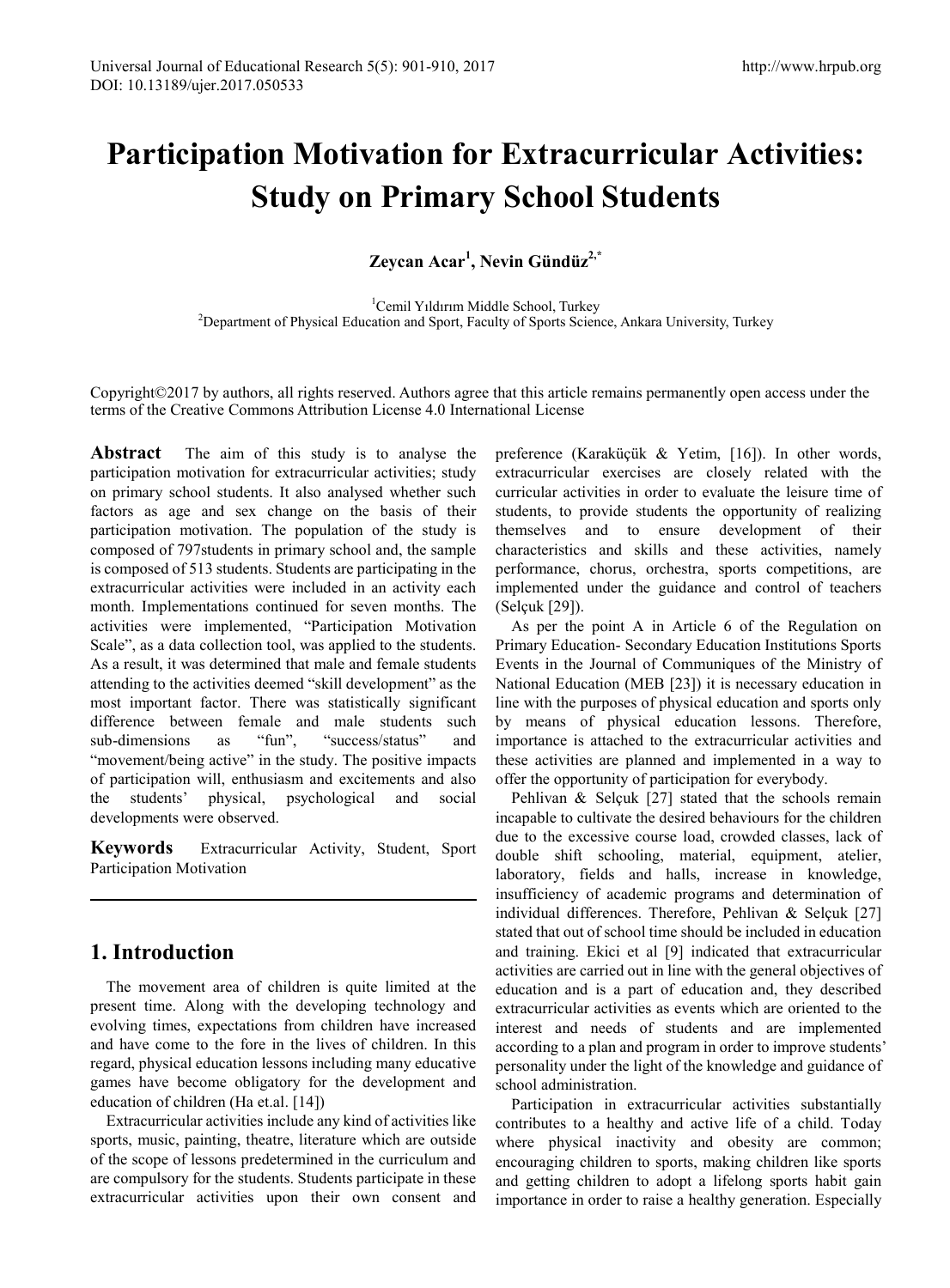# Participation Motivation for Extracurricular Activities: Study on Primary School Students

**Zeycan Acar[1], Nevin Gündüz[2,*]**

[1]Cemil Yıldırım Middle School, Turkey
[2]Department of Physical Education and Sport, Faculty of Sports Science, Ankara University, Turkey

Copyright©2017 by authors, all rights reserved. Authors agree that this article remains permanently open access under the terms of the Creative Commons Attribution License 4.0 International License

**Abstract** The aim of this study is to analyse the participation motivation for extracurricular activities; study on primary school students. It also analysed whether such factors as age and sex change on the basis of their participation motivation. The population of the study is composed of 797students in primary school and, the sample is composed of 513 students. Students are participating in the extracurricular activities were included in an activity each month. Implementations continued for seven months. The activities were implemented, "Participation Motivation Scale", as a data collection tool, was applied to the students. As a result, it was determined that male and female students attending to the activities deemed "skill development" as the most important factor. There was statistically significant difference between female and male students such sub-dimensions as "fun", "success/status" and "movement/being active" in the study. The positive impacts of participation will, enthusiasm and excitements and also the students' physical, psychological and social developments were observed.

**Keywords** Extracurricular Activity, Student, Sport Participation Motivation

## 1. Introduction

The movement area of children is quite limited at the present time. Along with the developing technology and evolving times, expectations from children have increased and have come to the fore in the lives of children. In this regard, physical education lessons including many educative games have become obligatory for the development and education of children (Ha et.al. [14])

Extracurricular activities include any kind of activities like sports, music, painting, theatre, literature which are outside of the scope of lessons predetermined in the curriculum and are compulsory for the students. Students participate in these extracurricular activities upon their own consent and preference (Karaküçük & Yetim, [16]). In other words, extracurricular exercises are closely related with the curricular activities in order to evaluate the leisure time of students, to provide students the opportunity of realizing themselves and to ensure development of their characteristics and skills and these activities, namely performance, chorus, orchestra, sports competitions, are implemented under the guidance and control of teachers (Selçuk [29]).

As per the point A in Article 6 of the Regulation on Primary Education- Secondary Education Institutions Sports Events in the Journal of Communiques of the Ministry of National Education (MEB [23]) it is necessary education in line with the purposes of physical education and sports only by means of physical education lessons. Therefore, importance is attached to the extracurricular activities and these activities are planned and implemented in a way to offer the opportunity of participation for everybody.

Pehlivan & Selçuk [27] stated that the schools remain incapable to cultivate the desired behaviours for the children due to the excessive course load, crowded classes, lack of double shift schooling, material, equipment, atelier, laboratory, fields and halls, increase in knowledge, insufficiency of academic programs and determination of individual differences. Therefore, Pehlivan & Selçuk [27] stated that out of school time should be included in education and training. Ekici et al [9] indicated that extracurricular activities are carried out in line with the general objectives of education and is a part of education and, they described extracurricular activities as events which are oriented to the interest and needs of students and are implemented according to a plan and program in order to improve students' personality under the light of the knowledge and guidance of school administration.

Participation in extracurricular activities substantially contributes to a healthy and active life of a child. Today where physical inactivity and obesity are common; encouraging children to sports, making children like sports and getting children to adopt a lifelong sports habit gain importance in order to raise a healthy generation. Especially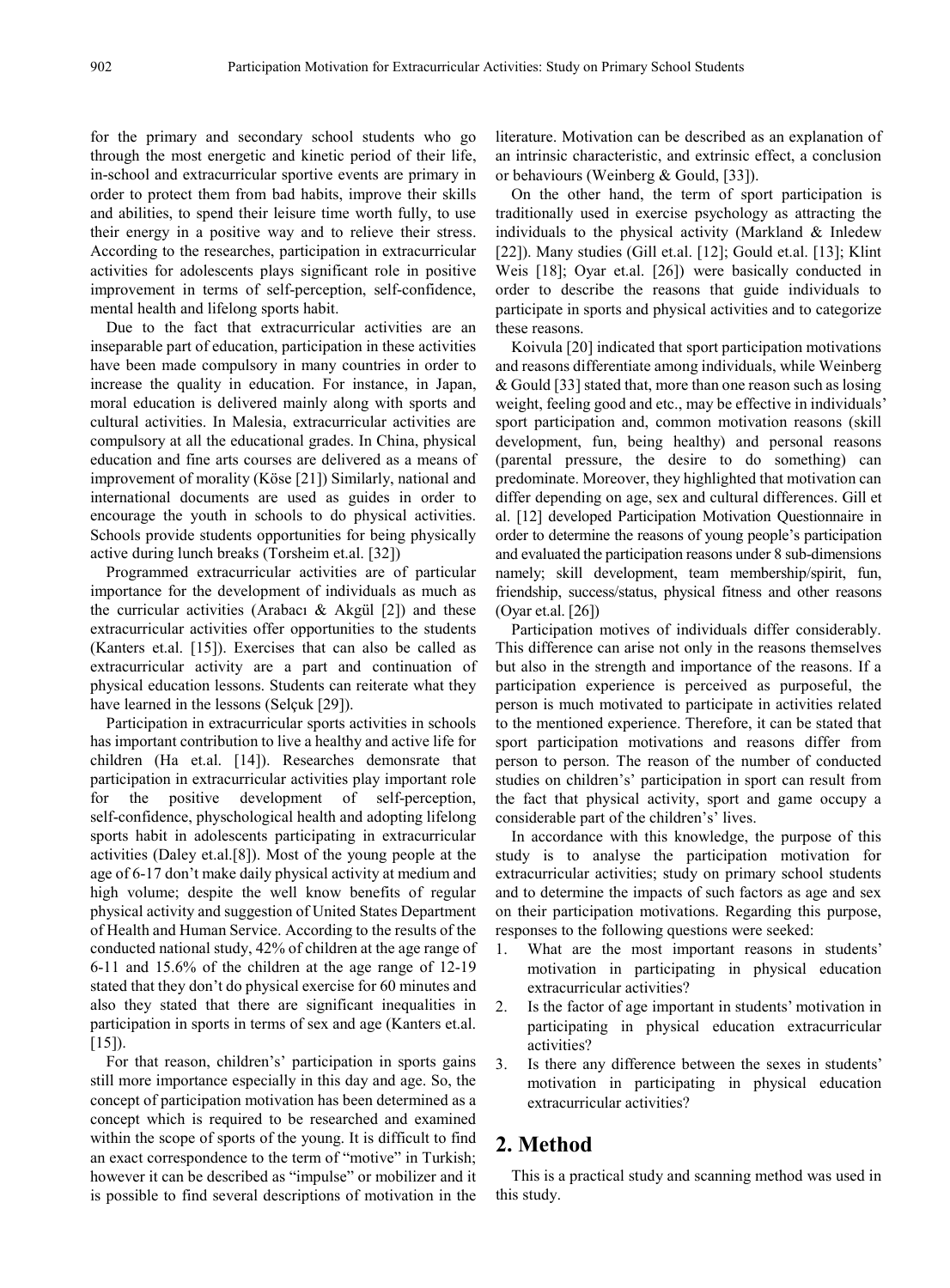for the primary and secondary school students who go through the most energetic and kinetic period of their life, in-school and extracurricular sportive events are primary in order to protect them from bad habits, improve their skills and abilities, to spend their leisure time worth fully, to use their energy in a positive way and to relieve their stress. According to the researches, participation in extracurricular activities for adolescents plays significant role in positive improvement in terms of self-perception, self-confidence, mental health and lifelong sports habit.

Due to the fact that extracurricular activities are an inseparable part of education, participation in these activities have been made compulsory in many countries in order to increase the quality in education. For instance, in Japan, moral education is delivered mainly along with sports and cultural activities. In Malesia, extracurricular activities are compulsory at all the educational grades. In China, physical education and fine arts courses are delivered as a means of improvement of morality (Köse [21]) Similarly, national and international documents are used as guides in order to encourage the youth in schools to do physical activities. Schools provide students opportunities for being physically active during lunch breaks (Torsheim et.al. [32])

Programmed extracurricular activities are of particular importance for the development of individuals as much as the curricular activities (Arabacı & Akgül [2]) and these extracurricular activities offer opportunities to the students (Kanters et.al. [15]). Exercises that can also be called as extracurricular activity are a part and continuation of physical education lessons. Students can reiterate what they have learned in the lessons (Selçuk [29]).

Participation in extracurricular sports activities in schools has important contribution to live a healthy and active life for children (Ha et.al. [14]). Researches demonsrate that participation in extracurricular activities play important role for the positive development of self-perception, self-confidence, physchological health and adopting lifelong sports habit in adolescents participating in extracurricular activities (Daley et.al.[8]). Most of the young people at the age of 6-17 don't make daily physical activity at medium and high volume; despite the well know benefits of regular physical activity and suggestion of United States Department of Health and Human Service. According to the results of the conducted national study, 42% of children at the age range of 6-11 and 15.6% of the children at the age range of 12-19 stated that they don't do physical exercise for 60 minutes and also they stated that there are significant inequalities in participation in sports in terms of sex and age (Kanters et.al. [15]).

For that reason, children's' participation in sports gains still more importance especially in this day and age. So, the concept of participation motivation has been determined as a concept which is required to be researched and examined within the scope of sports of the young. It is difficult to find an exact correspondence to the term of "motive" in Turkish; however it can be described as "impulse" or mobilizer and it is possible to find several descriptions of motivation in the literature. Motivation can be described as an explanation of an intrinsic characteristic, and extrinsic effect, a conclusion or behaviours (Weinberg & Gould, [33]).

On the other hand, the term of sport participation is traditionally used in exercise psychology as attracting the individuals to the physical activity (Markland & Inledew [22]). Many studies (Gill et.al. [12]; Gould et.al. [13]; Klint Weis [18]; Oyar et.al. [26]) were basically conducted in order to describe the reasons that guide individuals to participate in sports and physical activities and to categorize these reasons.

Koivula [20] indicated that sport participation motivations and reasons differentiate among individuals, while Weinberg & Gould [33] stated that, more than one reason such as losing weight, feeling good and etc., may be effective in individuals' sport participation and, common motivation reasons (skill development, fun, being healthy) and personal reasons (parental pressure, the desire to do something) can predominate. Moreover, they highlighted that motivation can differ depending on age, sex and cultural differences. Gill et al. [12] developed Participation Motivation Questionnaire in order to determine the reasons of young people's participation and evaluated the participation reasons under 8 sub-dimensions namely; skill development, team membership/spirit, fun, friendship, success/status, physical fitness and other reasons (Oyar et.al. [26])

Participation motives of individuals differ considerably. This difference can arise not only in the reasons themselves but also in the strength and importance of the reasons. If a participation experience is perceived as purposeful, the person is much motivated to participate in activities related to the mentioned experience. Therefore, it can be stated that sport participation motivations and reasons differ from person to person. The reason of the number of conducted studies on children's' participation in sport can result from the fact that physical activity, sport and game occupy a considerable part of the children's' lives.

In accordance with this knowledge, the purpose of this study is to analyse the participation motivation for extracurricular activities; study on primary school students and to determine the impacts of such factors as age and sex on their participation motivations. Regarding this purpose, responses to the following questions were seeked:

1. What are the most important reasons in students' motivation in participating in physical education extracurricular activities?
2. Is the factor of age important in students' motivation in participating in physical education extracurricular activities?
3. Is there any difference between the sexes in students' motivation in participating in physical education extracurricular activities?

## 2. Method

This is a practical study and scanning method was used in this study.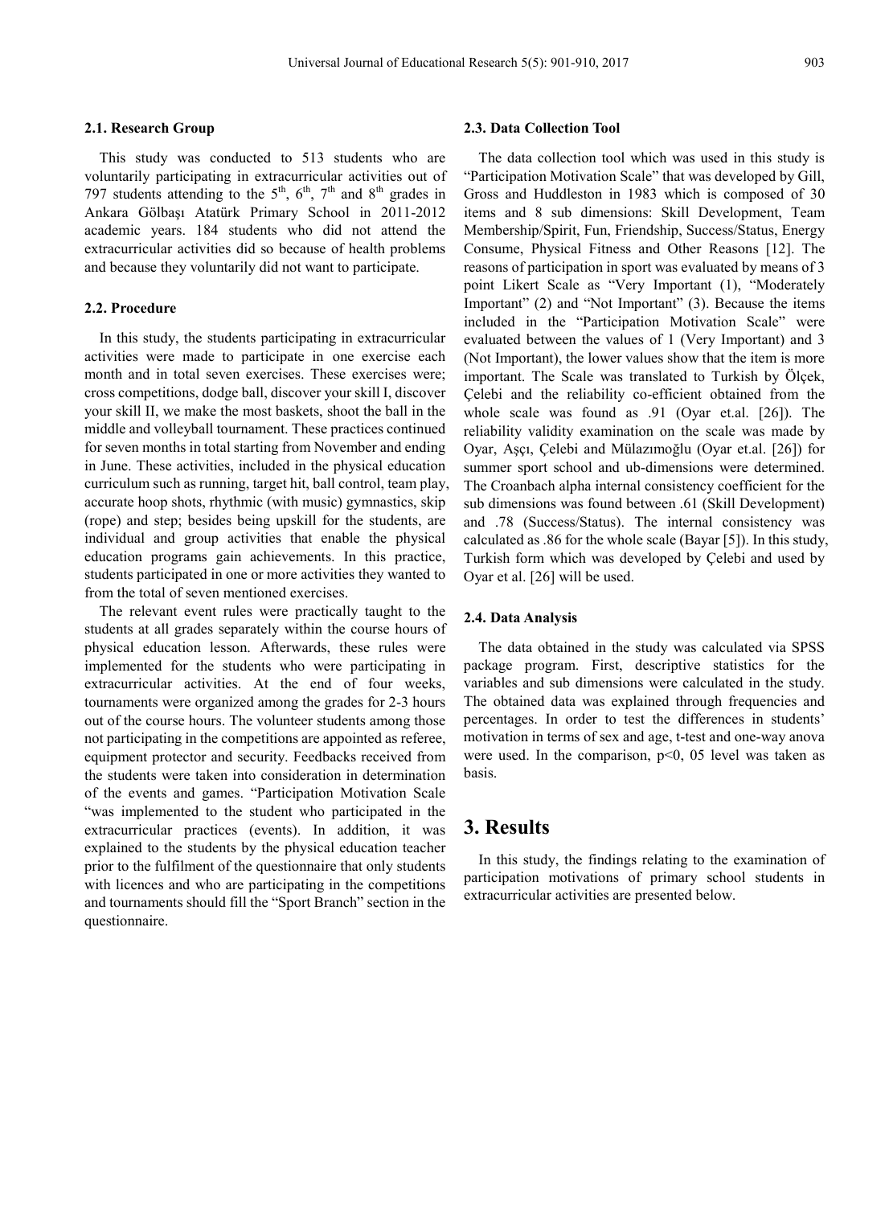### 2.1. Research Group

This study was conducted to 513 students who are voluntarily participating in extracurricular activities out of 797 students attending to the 5th, 6th, 7th and 8th grades in Ankara Gölbaşı Atatürk Primary School in 2011-2012 academic years. 184 students who did not attend the extracurricular activities did so because of health problems and because they voluntarily did not want to participate.

### 2.2. Procedure

In this study, the students participating in extracurricular activities were made to participate in one exercise each month and in total seven exercises. These exercises were; cross competitions, dodge ball, discover your skill I, discover your skill II, we make the most baskets, shoot the ball in the middle and volleyball tournament. These practices continued for seven months in total starting from November and ending in June. These activities, included in the physical education curriculum such as running, target hit, ball control, team play, accurate hoop shots, rhythmic (with music) gymnastics, skip (rope) and step; besides being upskill for the students, are individual and group activities that enable the physical education programs gain achievements. In this practice, students participated in one or more activities they wanted to from the total of seven mentioned exercises.

The relevant event rules were practically taught to the students at all grades separately within the course hours of physical education lesson. Afterwards, these rules were implemented for the students who were participating in extracurricular activities. At the end of four weeks, tournaments were organized among the grades for 2-3 hours out of the course hours. The volunteer students among those not participating in the competitions are appointed as referee, equipment protector and security. Feedbacks received from the students were taken into consideration in determination of the events and games. "Participation Motivation Scale "was implemented to the student who participated in the extracurricular practices (events). In addition, it was explained to the students by the physical education teacher prior to the fulfilment of the questionnaire that only students with licences and who are participating in the competitions and tournaments should fill the "Sport Branch" section in the questionnaire.

### 2.3. Data Collection Tool

The data collection tool which was used in this study is "Participation Motivation Scale" that was developed by Gill, Gross and Huddleston in 1983 which is composed of 30 items and 8 sub dimensions: Skill Development, Team Membership/Spirit, Fun, Friendship, Success/Status, Energy Consume, Physical Fitness and Other Reasons [12]. The reasons of participation in sport was evaluated by means of 3 point Likert Scale as "Very Important (1), "Moderately Important" (2) and "Not Important" (3). Because the items included in the "Participation Motivation Scale" were evaluated between the values of 1 (Very Important) and 3 (Not Important), the lower values show that the item is more important. The Scale was translated to Turkish by Ölçek, Çelebi and the reliability co-efficient obtained from the whole scale was found as .91 (Oyar et.al. [26]). The reliability validity examination on the scale was made by Oyar, Aşçı, Çelebi and Mülazımoğlu (Oyar et.al. [26]) for summer sport school and ub-dimensions were determined. The Croanbach alpha internal consistency coefficient for the sub dimensions was found between .61 (Skill Development) and .78 (Success/Status). The internal consistency was calculated as .86 for the whole scale (Bayar [5]). In this study, Turkish form which was developed by Çelebi and used by Oyar et al. [26] will be used.

### 2.4. Data Analysis

The data obtained in the study was calculated via SPSS package program. First, descriptive statistics for the variables and sub dimensions were calculated in the study. The obtained data was explained through frequencies and percentages. In order to test the differences in students' motivation in terms of sex and age, t-test and one-way anova were used. In the comparison, $p<0, 05$ level was taken as basis.

## 3. Results

In this study, the findings relating to the examination of participation motivations of primary school students in extracurricular activities are presented below.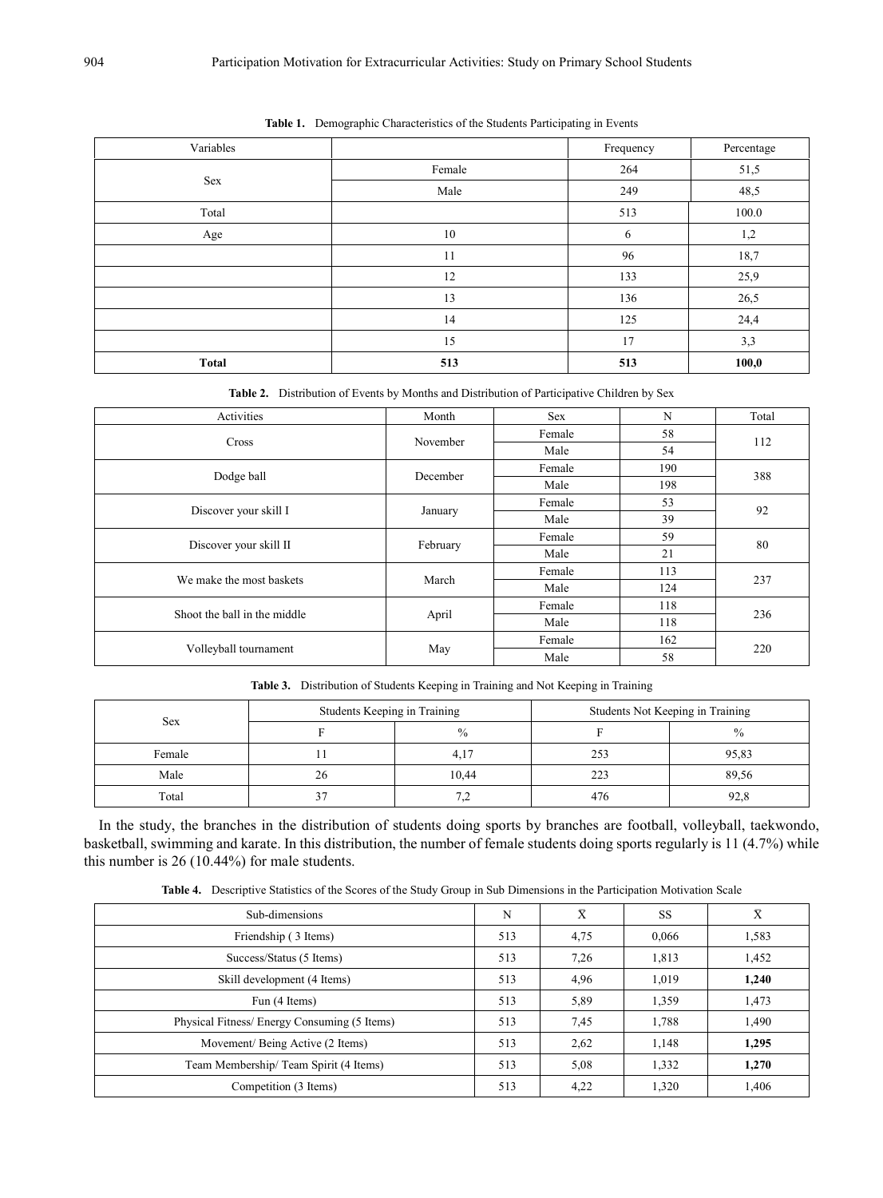**Table 1.** Demographic Characteristics of the Students Participating in Events

| Variables | | Frequency | Percentage |
|---|---|---|---|
| Sex | Female | 264 | 51,5 |
| | Male | 249 | 48,5 |
| Total | | 513 | 100.0 |
| Age | 10 | 6 | 1,2 |
| | 11 | 96 | 18,7 |
| | 12 | 133 | 25,9 |
| | 13 | 136 | 26,5 |
| | 14 | 125 | 24,4 |
| | 15 | 17 | 3,3 |
| **Total** | **513** | **513** | **100,0** |

**Table 2.** Distribution of Events by Months and Distribution of Participative Children by Sex

| Activities | Month | Sex | N | Total |
|---|---|---|---|---|
| Cross | November | Female | 58 | 112 |
| | | Male | 54 | |
| Dodge ball | December | Female | 190 | 388 |
| | | Male | 198 | |
| Discover your skill I | January | Female | 53 | 92 |
| | | Male | 39 | |
| Discover your skill II | February | Female | 59 | 80 |
| | | Male | 21 | |
| We make the most baskets | March | Female | 113 | 237 |
| | | Male | 124 | |
| Shoot the ball in the middle | April | Female | 118 | 236 |
| | | Male | 118 | |
| Volleyball tournament | May | Female | 162 | 220 |
| | | Male | 58 | |

**Table 3.** Distribution of Students Keeping in Training and Not Keeping in Training

| Sex | Students Keeping in Training | | Students Not Keeping in Training | |
|---|---|---|---|---|
| | F | % | F | % |
| Female | 11 | 4,17 | 253 | 95,83 |
| Male | 26 | 10,44 | 223 | 89,56 |
| Total | 37 | 7,2 | 476 | 92,8 |

In the study, the branches in the distribution of students doing sports by branches are football, volleyball, taekwondo, basketball, swimming and karate. In this distribution, the number of female students doing sports regularly is 11 (4.7%) while this number is 26 (10.44%) for male students.

**Table 4.** Descriptive Statistics of the Scores of the Study Group in Sub Dimensions in the Participation Motivation Scale

| Sub-dimensions | N | $\bar{X}$ | SS | $\bar{X}$ |
|---|---|---|---|---|
| Friendship ( 3 Items) | 513 | 4,75 | 0,066 | 1,583 |
| Success/Status (5 Items) | 513 | 7,26 | 1,813 | 1,452 |
| Skill development (4 Items) | 513 | 4,96 | 1,019 | **1,240** |
| Fun (4 Items) | 513 | 5,89 | 1,359 | 1,473 |
| Physical Fitness/ Energy Consuming (5 Items) | 513 | 7,45 | 1,788 | 1,490 |
| Movement/ Being Active (2 Items) | 513 | 2,62 | 1,148 | **1,295** |
| Team Membership/ Team Spirit (4 Items) | 513 | 5,08 | 1,332 | **1,270** |
| Competition (3 Items) | 513 | 4,22 | 1,320 | 1,406 |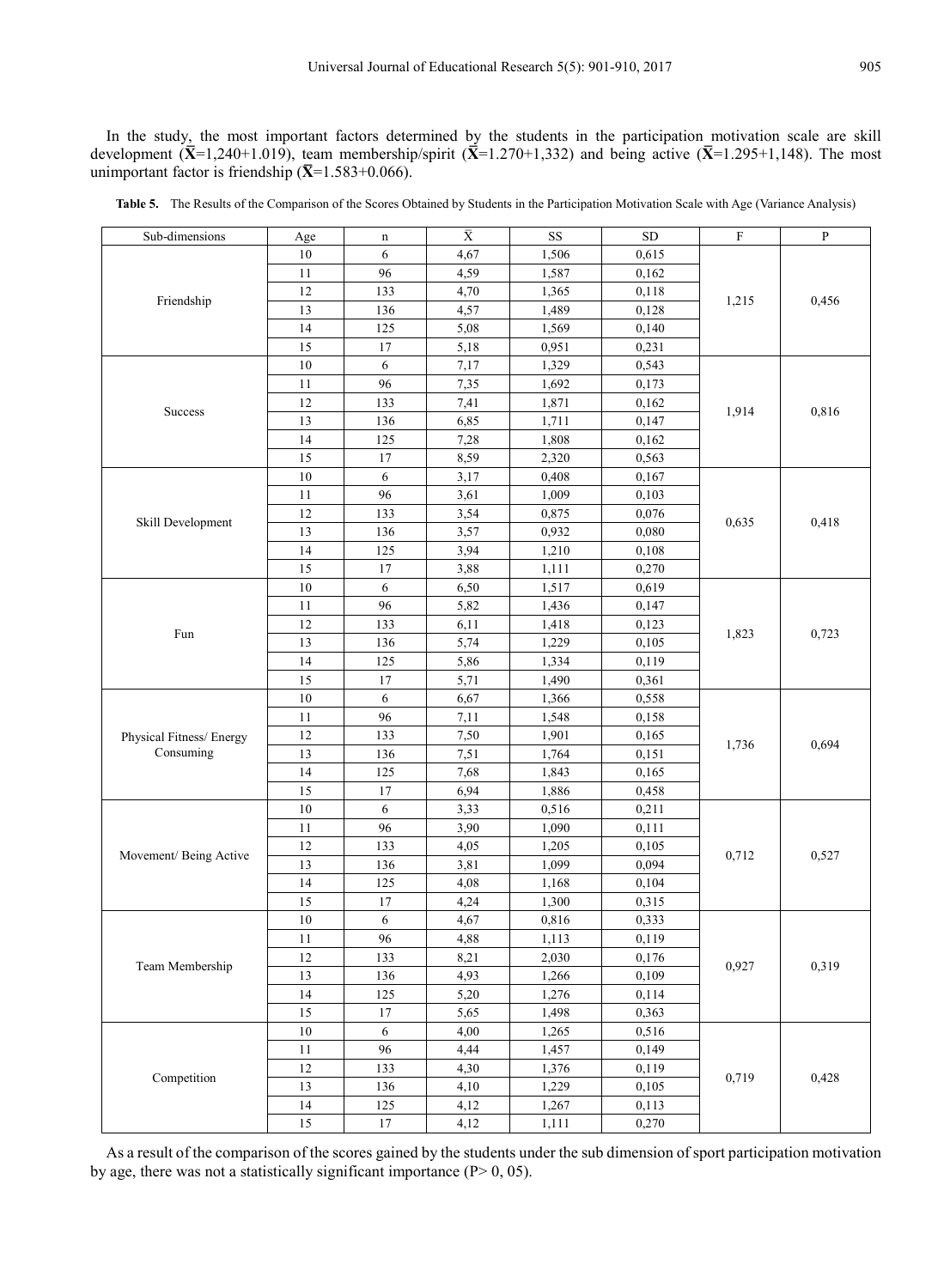In the study, the most important factors determined by the students in the participation motivation scale are skill development ($\bar{X}$=1,240+1.019), team membership/spirit ($\bar{X}$=1.270+1,332) and being active ($\bar{X}$=1.295+1,148). The most unimportant factor is friendship ($\bar{X}$=1.583+0.066).

**Table 5.** The Results of the Comparison of the Scores Obtained by Students in the Participation Motivation Scale with Age (Variance Analysis)

| Sub-dimensions | Age | n | $\bar{X}$ | SS | SD | F | P |
|---|---|---|---|---|---|---|---|
| Friendship | 10 | 6 | 4,67 | 1,506 | 0,615 | 1,215 | 0,456 |
| | 11 | 96 | 4,59 | 1,587 | 0,162 | | |
| | 12 | 133 | 4,70 | 1,365 | 0,118 | | |
| | 13 | 136 | 4,57 | 1,489 | 0,128 | | |
| | 14 | 125 | 5,08 | 1,569 | 0,140 | | |
| | 15 | 17 | 5,18 | 0,951 | 0,231 | | |
| Success | 10 | 6 | 7,17 | 1,329 | 0,543 | 1,914 | 0,816 |
| | 11 | 96 | 7,35 | 1,692 | 0,173 | | |
| | 12 | 133 | 7,41 | 1,871 | 0,162 | | |
| | 13 | 136 | 6,85 | 1,711 | 0,147 | | |
| | 14 | 125 | 7,28 | 1,808 | 0,162 | | |
| | 15 | 17 | 8,59 | 2,320 | 0,563 | | |
| Skill Development | 10 | 6 | 3,17 | 0,408 | 0,167 | 0,635 | 0,418 |
| | 11 | 96 | 3,61 | 1,009 | 0,103 | | |
| | 12 | 133 | 3,54 | 0,875 | 0,076 | | |
| | 13 | 136 | 3,57 | 0,932 | 0,080 | | |
| | 14 | 125 | 3,94 | 1,210 | 0,108 | | |
| | 15 | 17 | 3,88 | 1,111 | 0,270 | | |
| Fun | 10 | 6 | 6,50 | 1,517 | 0,619 | 1,823 | 0,723 |
| | 11 | 96 | 5,82 | 1,436 | 0,147 | | |
| | 12 | 133 | 6,11 | 1,418 | 0,123 | | |
| | 13 | 136 | 5,74 | 1,229 | 0,105 | | |
| | 14 | 125 | 5,86 | 1,334 | 0,119 | | |
| | 15 | 17 | 5,71 | 1,490 | 0,361 | | |
| Physical Fitness/ Energy Consuming | 10 | 6 | 6,67 | 1,366 | 0,558 | 1,736 | 0,694 |
| | 11 | 96 | 7,11 | 1,548 | 0,158 | | |
| | 12 | 133 | 7,50 | 1,901 | 0,165 | | |
| | 13 | 136 | 7,51 | 1,764 | 0,151 | | |
| | 14 | 125 | 7,68 | 1,843 | 0,165 | | |
| | 15 | 17 | 6,94 | 1,886 | 0,458 | | |
| Movement/ Being Active | 10 | 6 | 3,33 | 0,516 | 0,211 | 0,712 | 0,527 |
| | 11 | 96 | 3,90 | 1,090 | 0,111 | | |
| | 12 | 133 | 4,05 | 1,205 | 0,105 | | |
| | 13 | 136 | 3,81 | 1,099 | 0,094 | | |
| | 14 | 125 | 4,08 | 1,168 | 0,104 | | |
| | 15 | 17 | 4,24 | 1,300 | 0,315 | | |
| Team Membership | 10 | 6 | 4,67 | 0,816 | 0,333 | 0,927 | 0,319 |
| | 11 | 96 | 4,88 | 1,113 | 0,119 | | |
| | 12 | 133 | 8,21 | 2,030 | 0,176 | | |
| | 13 | 136 | 4,93 | 1,266 | 0,109 | | |
| | 14 | 125 | 5,20 | 1,276 | 0,114 | | |
| | 15 | 17 | 5,65 | 1,498 | 0,363 | | |
| Competition | 10 | 6 | 4,00 | 1,265 | 0,516 | 0,719 | 0,428 |
| | 11 | 96 | 4,44 | 1,457 | 0,149 | | |
| | 12 | 133 | 4,30 | 1,376 | 0,119 | | |
| | 13 | 136 | 4,10 | 1,229 | 0,105 | | |
| | 14 | 125 | 4,12 | 1,267 | 0,113 | | |
| | 15 | 17 | 4,12 | 1,111 | 0,270 | | |

As a result of the comparison of the scores gained by the students under the sub dimension of sport participation motivation by age, there was not a statistically significant importance (P> 0, 05).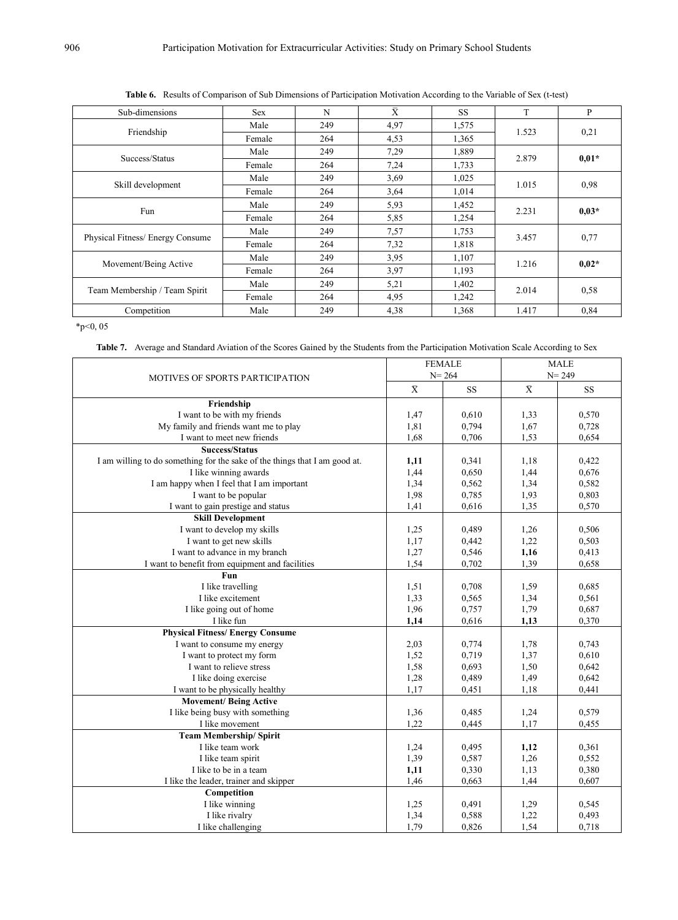**Table 6.** Results of Comparison of Sub Dimensions of Participation Motivation According to the Variable of Sex (t-test)

| Sub-dimensions | Sex | N | X̄ | SS | T | P |
|---|---|---|---|---|---|---|
| Friendship | Male | 249 | 4,97 | 1,575 | 1.523 | 0,21 |
| | Female | 264 | 4,53 | 1,365 | | |
| Success/Status | Male | 249 | 7,29 | 1,889 | 2.879 | **0,01*** |
| | Female | 264 | 7,24 | 1,733 | | |
| Skill development | Male | 249 | 3,69 | 1,025 | 1.015 | 0,98 |
| | Female | 264 | 3,64 | 1,014 | | |
| Fun | Male | 249 | 5,93 | 1,452 | 2.231 | **0,03*** |
| | Female | 264 | 5,85 | 1,254 | | |
| Physical Fitness/ Energy Consume | Male | 249 | 7,57 | 1,753 | 3.457 | 0,77 |
| | Female | 264 | 7,32 | 1,818 | | |
| Movement/Being Active | Male | 249 | 3,95 | 1,107 | 1.216 | **0,02*** |
| | Female | 264 | 3,97 | 1,193 | | |
| Team Membership / Team Spirit | Male | 249 | 5,21 | 1,402 | 2.014 | 0,58 |
| | Female | 264 | 4,95 | 1,242 | | |
| Competition | Male | 249 | 4,38 | 1,368 | 1.417 | 0,84 |

*p<0, 05

**Table 7.** Average and Standard Aviation of the Scores Gained by the Students from the Participation Motivation Scale According to Sex

| MOTIVES OF SPORTS PARTICIPATION | FEMALE N= 264 | | MALE N= 249 | |
|---|---|---|---|---|
| | X̄ | SS | X̄ | SS |
| **Friendship** | | | | |
| I want to be with my friends | 1,47 | 0,610 | 1,33 | 0,570 |
| My family and friends want me to play | 1,81 | 0,794 | 1,67 | 0,728 |
| I want to meet new friends | 1,68 | 0,706 | 1,53 | 0,654 |
| **Success/Status** | | | | |
| I am willing to do something for the sake of the things that I am good at. | **1,11** | 0,341 | 1,18 | 0,422 |
| I like winning awards | 1,44 | 0,650 | 1,44 | 0,676 |
| I am happy when I feel that I am important | 1,34 | 0,562 | 1,34 | 0,582 |
| I want to be popular | 1,98 | 0,785 | 1,93 | 0,803 |
| I want to gain prestige and status | 1,41 | 0,616 | 1,35 | 0,570 |
| **Skill Development** | | | | |
| I want to develop my skills | 1,25 | 0,489 | 1,26 | 0,506 |
| I want to get new skills | 1,17 | 0,442 | 1,22 | 0,503 |
| I want to advance in my branch | 1,27 | 0,546 | **1,16** | 0,413 |
| I want to benefit from equipment and facilities | 1,54 | 0,702 | 1,39 | 0,658 |
| **Fun** | | | | |
| I like travelling | 1,51 | 0,708 | 1,59 | 0,685 |
| I like excitement | 1,33 | 0,565 | 1,34 | 0,561 |
| I like going out of home | 1,96 | 0,757 | 1,79 | 0,687 |
| I like fun | **1,14** | 0,616 | **1,13** | 0,370 |
| **Physical Fitness/ Energy Consume** | | | | |
| I want to consume my energy | 2,03 | 0,774 | 1,78 | 0,743 |
| I want to protect my form | 1,52 | 0,719 | 1,37 | 0,610 |
| I want to relieve stress | 1,58 | 0,693 | 1,50 | 0,642 |
| I like doing exercise | 1,28 | 0,489 | 1,49 | 0,642 |
| I want to be physically healthy | 1,17 | 0,451 | 1,18 | 0,441 |
| **Movement/ Being Active** | | | | |
| I like being busy with something | 1,36 | 0,485 | 1,24 | 0,579 |
| I like movement | 1,22 | 0,445 | 1,17 | 0,455 |
| **Team Membership/ Spirit** | | | | |
| I like team work | 1,24 | 0,495 | **1,12** | 0,361 |
| I like team spirit | 1,39 | 0,587 | 1,26 | 0,552 |
| I like to be in a team | **1,11** | 0,330 | 1,13 | 0,380 |
| I like the leader, trainer and skipper | 1,46 | 0,663 | 1,44 | 0,607 |
| **Competition** | | | | |
| I like winning | 1,25 | 0,491 | 1,29 | 0,545 |
| I like rivalry | 1,34 | 0,588 | 1,22 | 0,493 |
| I like challenging | 1,79 | 0,826 | 1,54 | 0,718 |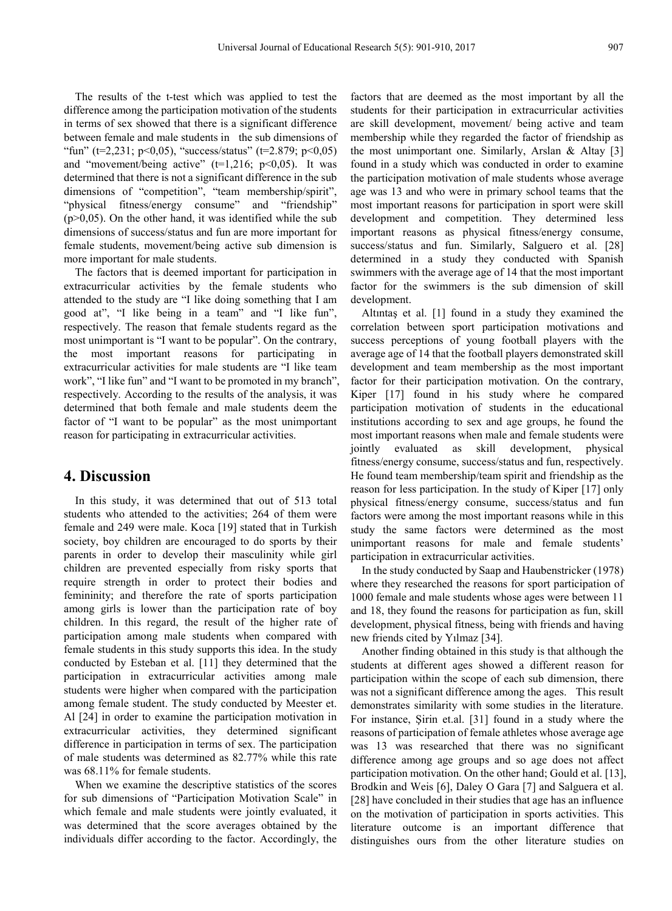The results of the t-test which was applied to test the difference among the participation motivation of the students in terms of sex showed that there is a significant difference between female and male students in the sub dimensions of "fun" ($t=2{,}231$; $p<0{,}05$), "success/status" ($t=2.879$; $p<0{,}05$) and "movement/being active" ($t=1{,}216$; $p<0{,}05$). It was determined that there is not a significant difference in the sub dimensions of "competition", "team membership/spirit", "physical fitness/energy consume" and "friendship" ($p>0{,}05$). On the other hand, it was identified while the sub dimensions of success/status and fun are more important for female students, movement/being active sub dimension is more important for male students.

The factors that is deemed important for participation in extracurricular activities by the female students who attended to the study are "I like doing something that I am good at", "I like being in a team" and "I like fun", respectively. The reason that female students regard as the most unimportant is "I want to be popular". On the contrary, the most important reasons for participating in extracurricular activities for male students are "I like team work", "I like fun" and "I want to be promoted in my branch", respectively. According to the results of the analysis, it was determined that both female and male students deem the factor of "I want to be popular" as the most unimportant reason for participating in extracurricular activities.

## 4. Discussion

In this study, it was determined that out of 513 total students who attended to the activities; 264 of them were female and 249 were male. Koca [19] stated that in Turkish society, boy children are encouraged to do sports by their parents in order to develop their masculinity while girl children are prevented especially from risky sports that require strength in order to protect their bodies and femininity; and therefore the rate of sports participation among girls is lower than the participation rate of boy children. In this regard, the result of the higher rate of participation among male students when compared with female students in this study supports this idea. In the study conducted by Esteban et al. [11] they determined that the participation in extracurricular activities among male students were higher when compared with the participation among female student. The study conducted by Meester et. Al [24] in order to examine the participation motivation in extracurricular activities, they determined significant difference in participation in terms of sex. The participation of male students was determined as 82.77% while this rate was 68.11% for female students.

When we examine the descriptive statistics of the scores for sub dimensions of "Participation Motivation Scale" in which female and male students were jointly evaluated, it was determined that the score averages obtained by the individuals differ according to the factor. Accordingly, the factors that are deemed as the most important by all the students for their participation in extracurricular activities are skill development, movement/ being active and team membership while they regarded the factor of friendship as the most unimportant one. Similarly, Arslan & Altay [3] found in a study which was conducted in order to examine the participation motivation of male students whose average age was 13 and who were in primary school teams that the most important reasons for participation in sport were skill development and competition. They determined less important reasons as physical fitness/energy consume, success/status and fun. Similarly, Salguero et al. [28] determined in a study they conducted with Spanish swimmers with the average age of 14 that the most important factor for the swimmers is the sub dimension of skill development.

Altıntaş et al. [1] found in a study they examined the correlation between sport participation motivations and success perceptions of young football players with the average age of 14 that the football players demonstrated skill development and team membership as the most important factor for their participation motivation. On the contrary, Kiper [17] found in his study where he compared participation motivation of students in the educational institutions according to sex and age groups, he found the most important reasons when male and female students were jointly evaluated as skill development, physical fitness/energy consume, success/status and fun, respectively. He found team membership/team spirit and friendship as the reason for less participation. In the study of Kiper [17] only physical fitness/energy consume, success/status and fun factors were among the most important reasons while in this study the same factors were determined as the most unimportant reasons for male and female students' participation in extracurricular activities.

In the study conducted by Saap and Haubenstricker (1978) where they researched the reasons for sport participation of 1000 female and male students whose ages were between 11 and 18, they found the reasons for participation as fun, skill development, physical fitness, being with friends and having new friends cited by Yılmaz [34].

Another finding obtained in this study is that although the students at different ages showed a different reason for participation within the scope of each sub dimension, there was not a significant difference among the ages. This result demonstrates similarity with some studies in the literature. For instance, Şirin et.al. [31] found in a study where the reasons of participation of female athletes whose average age was 13 was researched that there was no significant difference among age groups and so age does not affect participation motivation. On the other hand; Gould et al. [13], Brodkin and Weis [6], Daley O Gara [7] and Salguera et al. [28] have concluded in their studies that age has an influence on the motivation of participation in sports activities. This literature outcome is an important difference that distinguishes ours from the other literature studies on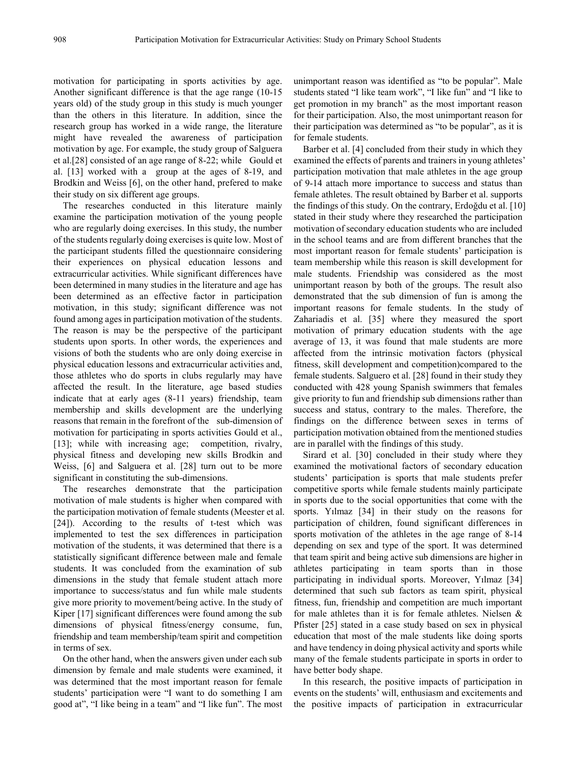motivation for participating in sports activities by age. Another significant difference is that the age range (10-15 years old) of the study group in this study is much younger than the others in this literature. In addition, since the research group has worked in a wide range, the literature might have revealed the awareness of participation motivation by age. For example, the study group of Salguera et al.[28] consisted of an age range of 8-22; while Gould et al. [13] worked with a group at the ages of 8-19, and Brodkin and Weiss [6], on the other hand, prefered to make their study on six different age groups.

The researches conducted in this literature mainly examine the participation motivation of the young people who are regularly doing exercises. In this study, the number of the students regularly doing exercises is quite low. Most of the participant students filled the questionnaire considering their experiences on physical education lessons and extracurricular activities. While significant differences have been determined in many studies in the literature and age has been determined as an effective factor in participation motivation, in this study; significant difference was not found among ages in participation motivation of the students. The reason is may be the perspective of the participant students upon sports. In other words, the experiences and visions of both the students who are only doing exercise in physical education lessons and extracurricular activities and, those athletes who do sports in clubs regularly may have affected the result. In the literature, age based studies indicate that at early ages (8-11 years) friendship, team membership and skills development are the underlying reasons that remain in the forefront of the sub-dimension of motivation for participating in sports activities Gould et al., [13]; while with increasing age; competition, rivalry, physical fitness and developing new skills Brodkin and Weiss, [6] and Salguera et al. [28] turn out to be more significant in constituting the sub-dimensions.

The researches demonstrate that the participation motivation of male students is higher when compared with the participation motivation of female students (Meester et al. [24]). According to the results of t-test which was implemented to test the sex differences in participation motivation of the students, it was determined that there is a statistically significant difference between male and female students. It was concluded from the examination of sub dimensions in the study that female student attach more importance to success/status and fun while male students give more priority to movement/being active. In the study of Kiper [17] significant differences were found among the sub dimensions of physical fitness/energy consume, fun, friendship and team membership/team spirit and competition in terms of sex.

On the other hand, when the answers given under each sub dimension by female and male students were examined, it was determined that the most important reason for female students' participation were "I want to do something I am good at", "I like being in a team" and "I like fun". The most unimportant reason was identified as "to be popular". Male students stated "I like team work", "I like fun" and "I like to get promotion in my branch" as the most important reason for their participation. Also, the most unimportant reason for their participation was determined as "to be popular", as it is for female students.

Barber et al. [4] concluded from their study in which they examined the effects of parents and trainers in young athletes' participation motivation that male athletes in the age group of 9-14 attach more importance to success and status than female athletes. The result obtained by Barber et al. supports the findings of this study. On the contrary, Erdoğdu et al. [10] stated in their study where they researched the participation motivation of secondary education students who are included in the school teams and are from different branches that the most important reason for female students' participation is team membership while this reason is skill development for male students. Friendship was considered as the most unimportant reason by both of the groups. The result also demonstrated that the sub dimension of fun is among the important reasons for female students. In the study of Zahariadis et al. [35] where they measured the sport motivation of primary education students with the age average of 13, it was found that male students are more affected from the intrinsic motivation factors (physical fitness, skill development and competition)compared to the female students. Salguero et al. [28] found in their study they conducted with 428 young Spanish swimmers that females give priority to fun and friendship sub dimensions rather than success and status, contrary to the males. Therefore, the findings on the difference between sexes in terms of participation motivation obtained from the mentioned studies are in parallel with the findings of this study.

Sirard et al. [30] concluded in their study where they examined the motivational factors of secondary education students' participation is sports that male students prefer competitive sports while female students mainly participate in sports due to the social opportunities that come with the sports. Yılmaz [34] in their study on the reasons for participation of children, found significant differences in sports motivation of the athletes in the age range of 8-14 depending on sex and type of the sport. It was determined that team spirit and being active sub dimensions are higher in athletes participating in team sports than in those participating in individual sports. Moreover, Yılmaz [34] determined that such sub factors as team spirit, physical fitness, fun, friendship and competition are much important for male athletes than it is for female athletes. Nielsen & Pfister [25] stated in a case study based on sex in physical education that most of the male students like doing sports and have tendency in doing physical activity and sports while many of the female students participate in sports in order to have better body shape.

In this research, the positive impacts of participation in events on the students' will, enthusiasm and excitements and the positive impacts of participation in extracurricular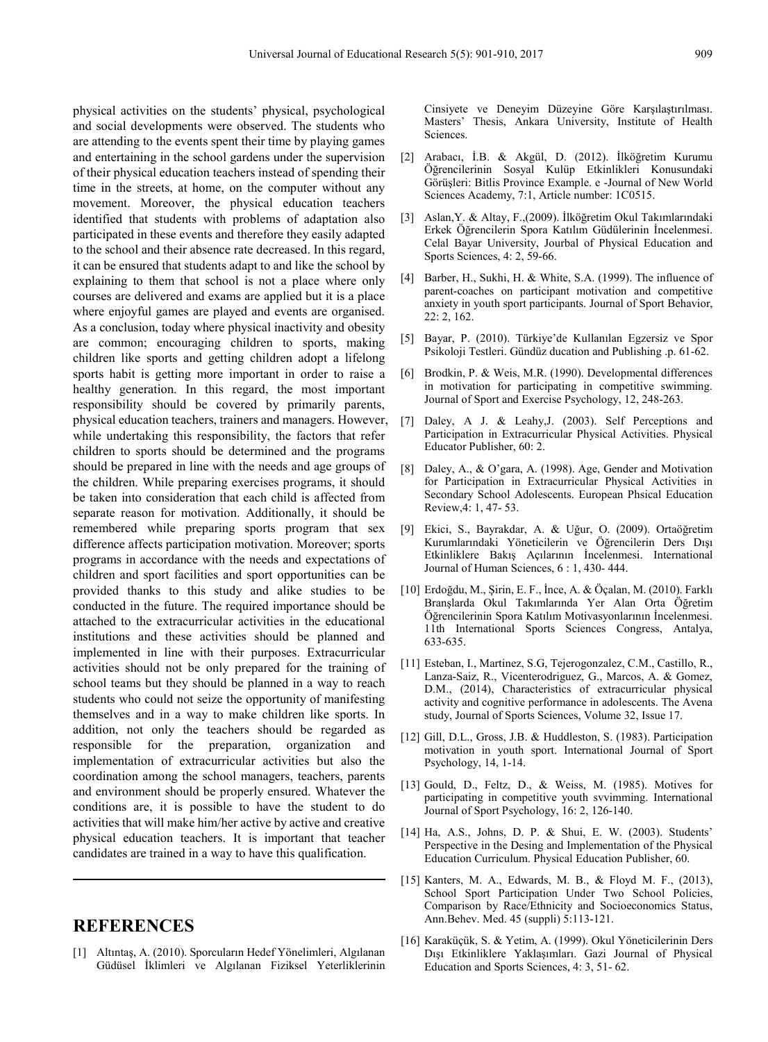physical activities on the students' physical, psychological and social developments were observed. The students who are attending to the events spent their time by playing games and entertaining in the school gardens under the supervision of their physical education teachers instead of spending their time in the streets, at home, on the computer without any movement. Moreover, the physical education teachers identified that students with problems of adaptation also participated in these events and therefore they easily adapted to the school and their absence rate decreased. In this regard, it can be ensured that students adapt to and like the school by explaining to them that school is not a place where only courses are delivered and exams are applied but it is a place where enjoyful games are played and events are organised. As a conclusion, today where physical inactivity and obesity are common; encouraging children to sports, making children like sports and getting children adopt a lifelong sports habit is getting more important in order to raise a healthy generation. In this regard, the most important responsibility should be covered by primarily parents, physical education teachers, trainers and managers. However, while undertaking this responsibility, the factors that refer children to sports should be determined and the programs should be prepared in line with the needs and age groups of the children. While preparing exercises programs, it should be taken into consideration that each child is affected from separate reason for motivation. Additionally, it should be remembered while preparing sports program that sex difference affects participation motivation. Moreover; sports programs in accordance with the needs and expectations of children and sport facilities and sport opportunities can be provided thanks to this study and alike studies to be conducted in the future. The required importance should be attached to the extracurricular activities in the educational institutions and these activities should be planned and implemented in line with their purposes. Extracurricular activities should not be only prepared for the training of school teams but they should be planned in a way to reach students who could not seize the opportunity of manifesting themselves and in a way to make children like sports. In addition, not only the teachers should be regarded as responsible for the preparation, organization and implementation of extracurricular activities but also the coordination among the school managers, teachers, parents and environment should be properly ensured. Whatever the conditions are, it is possible to have the student to do activities that will make him/her active by active and creative physical education teachers. It is important that teacher candidates are trained in a way to have this qualification.

## REFERENCES

[1] Altıntaş, A. (2010). Sporcuların Hedef Yönelimleri, Algılanan Güdüsel İklimleri ve Algılanan Fiziksel Yeterliklerinin Cinsiyete ve Deneyim Düzeyine Göre Karşılaştırılması. Masters' Thesis, Ankara University, Institute of Health Sciences.

[2] Arabacı, İ.B. & Akgül, D. (2012). İlköğretim Kurumu Öğrencilerinin Sosyal Kulüp Etkinlikleri Konusundaki Görüşleri: Bitlis Province Example. e -Journal of New World Sciences Academy, 7:1, Article number: 1C0515.

[3] Aslan,Y. & Altay, F.,(2009). İlköğretim Okul Takımlarındaki Erkek Öğrencilerin Spora Katılım Güdülerinin İncelenmesi. Celal Bayar University, Jourbal of Physical Education and Sports Sciences, 4: 2, 59-66.

[4] Barber, H., Sukhi, H. & White, S.A. (1999). The influence of parent-coaches on participant motivation and competitive anxiety in youth sport participants. Journal of Sport Behavior, 22: 2, 162.

[5] Bayar, P. (2010). Türkiye'de Kullanılan Egzersiz ve Spor Psikoloji Testleri. Gündüz ducation and Publishing .p. 61-62.

[6] Brodkin, P. & Weis, M.R. (1990). Developmental differences in motivation for participating in competitive swimming. Journal of Sport and Exercise Psychology, 12, 248-263.

[7] Daley, A J. & Leahy,J. (2003). Self Perceptions and Participation in Extracurricular Physical Activities. Physical Educator Publisher, 60: 2.

[8] Daley, A., & O'gara, A. (1998). Age, Gender and Motivation for Participation in Extracurricular Physical Activities in Secondary School Adolescents. European Phsical Education Review,4: 1, 47- 53.

[9] Ekici, S., Bayrakdar, A. & Uğur, O. (2009). Ortaöğretim Kurumlarındaki Yöneticilerin ve Öğrencilerin Ders Dışı Etkinliklere Bakış Açılarının İncelenmesi. International Journal of Human Sciences, 6 : 1, 430- 444.

[10] Erdoğdu, M., Şirin, E. F., İnce, A. & Öçalan, M. (2010). Farklı Branşlarda Okul Takımlarında Yer Alan Orta Öğretim Öğrencilerinin Spora Katılım Motivasyonlarının İncelenmesi. 11th International Sports Sciences Congress, Antalya, 633-635.

[11] Esteban, I., Martinez, S.G, Tejerogonzalez, C.M., Castillo, R., Lanza-Saiz, R., Vicenterodriguez, G., Marcos, A. & Gomez, D.M., (2014), Characteristics of extracurricular physical activity and cognitive performance in adolescents. The Avena study, Journal of Sports Sciences, Volume 32, Issue 17.

[12] Gill, D.L., Gross, J.B. & Huddleston, S. (1983). Participation motivation in youth sport. International Journal of Sport Psychology, 14, 1-14.

[13] Gould, D., Feltz, D., & Weiss, M. (1985). Motives for participating in competitive youth svvimming. International Journal of Sport Psychology, 16: 2, 126-140.

[14] Ha, A.S., Johns, D. P. & Shui, E. W. (2003). Students' Perspective in the Desing and Implementation of the Physical Education Curriculum. Physical Education Publisher, 60.

[15] Kanters, M. A., Edwards, M. B., & Floyd M. F., (2013), School Sport Participation Under Two School Policies, Comparison by Race/Ethnicity and Socioeconomics Status, Ann.Behev. Med. 45 (suppli) 5:113-121.

[16] Karakücük, S. & Yetim, A. (1999). Okul Yöneticilerinin Ders Dışı Etkinliklere Yaklaşımları. Gazi Journal of Physical Education and Sports Sciences, 4: 3, 51- 62.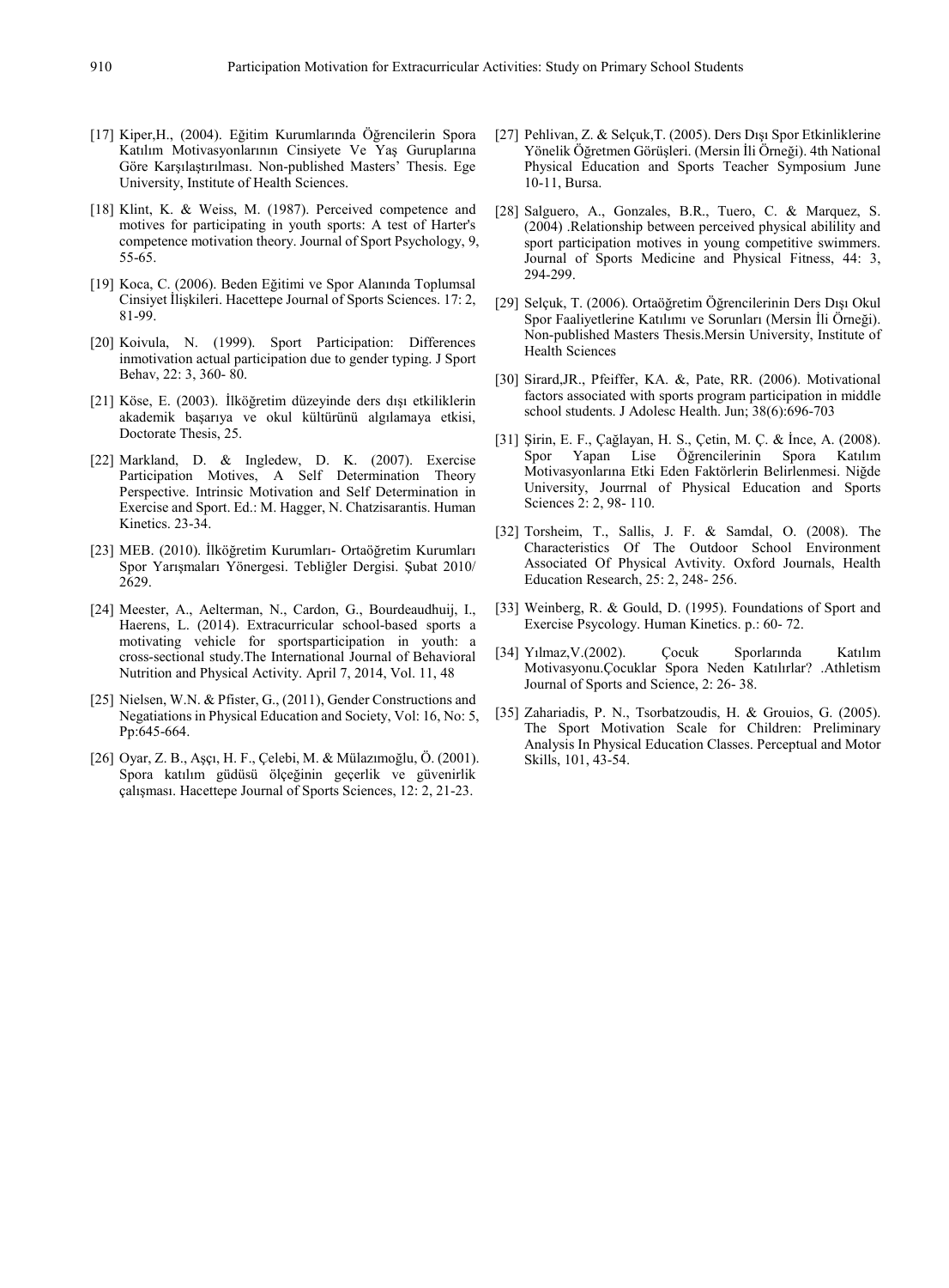[17] Kiper,H., (2004). Eğitim Kurumlarında Öğrencilerin Spora Katılım Motivasyonlarının Cinsiyete Ve Yaş Guruplarına Göre Karşılaştırılması. Non-published Masters' Thesis. Ege University, Institute of Health Sciences.

[18] Klint, K. & Weiss, M. (1987). Perceived competence and motives for participating in youth sports: A test of Harter's competence motivation theory. Journal of Sport Psychology, 9, 55-65.

[19] Koca, C. (2006). Beden Eğitimi ve Spor Alanında Toplumsal Cinsiyet İlişkileri. Hacettepe Journal of Sports Sciences. 17: 2, 81-99.

[20] Koivula, N. (1999). Sport Participation: Differences inmotivation actual participation due to gender typing. J Sport Behav, 22: 3, 360- 80.

[21] Köse, E. (2003). İlköğretim düzeyinde ders dışı etkiliklerin akademik başarıya ve okul kültürünü algılamaya etkisi, Doctorate Thesis, 25.

[22] Markland, D. & Ingledew, D. K. (2007). Exercise Participation Motives, A Self Determination Theory Perspective. Intrinsic Motivation and Self Determination in Exercise and Sport. Ed.: M. Hagger, N. Chatzisarantis. Human Kinetics. 23-34.

[23] MEB. (2010). İlköğretim Kurumları- Ortaöğretim Kurumları Spor Yarışmaları Yönergesi. Tebliğler Dergisi. Şubat 2010/ 2629.

[24] Meester, A., Aelterman, N., Cardon, G., Bourdeaudhuij, I., Haerens, L. (2014). Extracurricular school-based sports a motivating vehicle for sportsparticipation in youth: a cross-sectional study.The International Journal of Behavioral Nutrition and Physical Activity. April 7, 2014, Vol. 11, 48

[25] Nielsen, W.N. & Pfister, G., (2011), Gender Constructions and Negatiations in Physical Education and Society, Vol: 16, No: 5, Pp:645-664.

[26] Oyar, Z. B., Aşçı, H. F., Çelebi, M. & Mülazımoğlu, Ö. (2001). Spora katılım güdüsü ölçeğinin geçerlik ve güvenirlik çalışması. Hacettepe Journal of Sports Sciences, 12: 2, 21-23.

[27] Pehlivan, Z. & Selçuk,T. (2005). Ders Dışı Spor Etkinliklerine Yönelik Öğretmen Görüşleri. (Mersin İli Örneği). 4th National Physical Education and Sports Teacher Symposium June 10-11, Bursa.

[28] Salguero, A., Gonzales, B.R., Tuero, C. & Marquez, S. (2004) .Relationship between perceived physical abilility and sport participation motives in young competitive swimmers. Journal of Sports Medicine and Physical Fitness, 44: 3, 294-299.

[29] Selçuk, T. (2006). Ortaöğretim Öğrencilerinin Ders Dışı Okul Spor Faaliyetlerine Katılımı ve Sorunları (Mersin İli Örneği). Non-published Masters Thesis.Mersin University, Institute of Health Sciences

[30] Sirard,JR., Pfeiffer, KA. &, Pate, RR. (2006). Motivational factors associated with sports program participation in middle school students. J Adolesc Health. Jun; 38(6):696-703

[31] Şirin, E. F., Çağlayan, H. S., Çetin, M. Ç. & İnce, A. (2008). Spor Yapan Lise Öğrencilerinin Spora Katılım Motivasyonlarına Etki Eden Faktörlerin Belirlenmesi. Niğde University, Jourrnal of Physical Education and Sports Sciences 2: 2, 98- 110.

[32] Torsheim, T., Sallis, J. F. & Samdal, O. (2008). The Characteristics Of The Outdoor School Environment Associated Of Physical Avtivity. Oxford Journals, Health Education Research, 25: 2, 248- 256.

[33] Weinberg, R. & Gould, D. (1995). Foundations of Sport and Exercise Psycology. Human Kinetics. p.: 60- 72.

[34] Yılmaz,V.(2002). Çocuk Sporlarında Katılım Motivasyonu.Çocuklar Spora Neden Katılırlar? .Athletism Journal of Sports and Science, 2: 26- 38.

[35] Zahariadis, P. N., Tsorbatzoudis, H. & Grouios, G. (2005). The Sport Motivation Scale for Children: Preliminary Analysis In Physical Education Classes. Perceptual and Motor Skills, 101, 43-54.